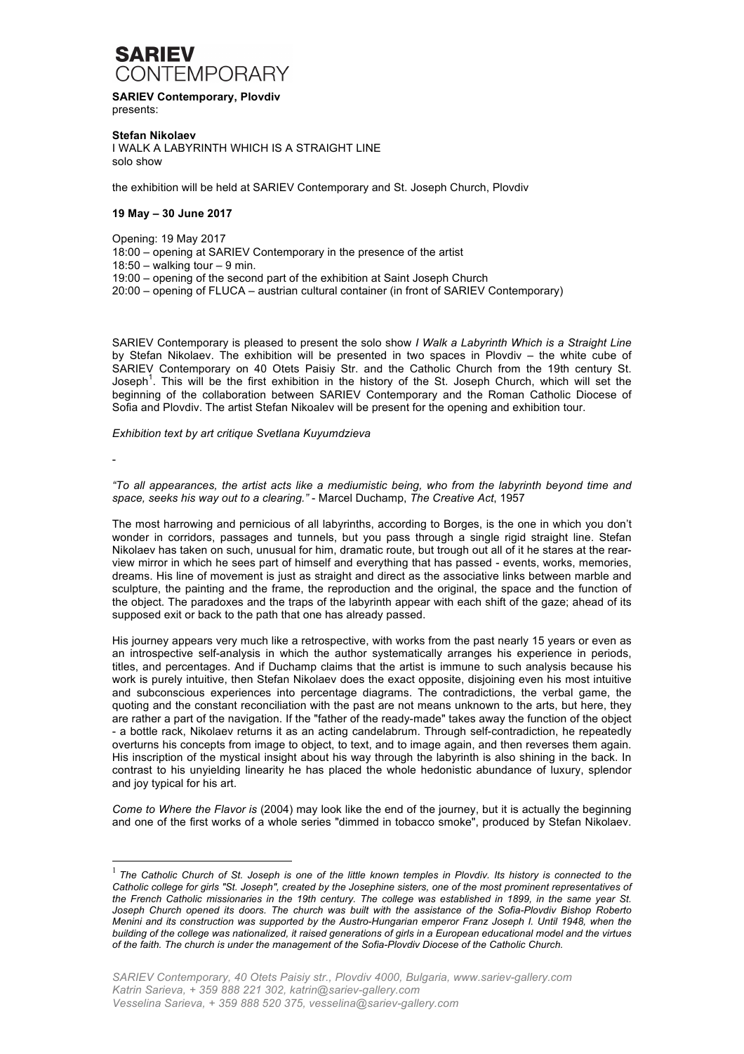# SARIEV CONTEMPORARY

**SARIEV Contemporary, Plovdiv**
presents:

**Stefan Nikolaev**
I WALK A LABYRINTH WHICH IS A STRAIGHT LINE
solo show

the exhibition will be held at SARIEV Contemporary and St. Joseph Church, Plovdiv

**19 May – 30 June 2017**

Opening: 19 May 2017
18:00 – opening at SARIEV Contemporary in the presence of the artist
18:50 – walking tour – 9 min.
19:00 – opening of the second part of the exhibition at Saint Joseph Church
20:00 – opening of FLUCA – austrian cultural container (in front of SARIEV Contemporary)

SARIEV Contemporary is pleased to present the solo show *I Walk a Labyrinth Which is a Straight Line* by Stefan Nikolaev. The exhibition will be presented in two spaces in Plovdiv – the white cube of SARIEV Contemporary on 40 Otets Paisiy Str. and the Catholic Church from the 19th century St. Joseph[1]. This will be the first exhibition in the history of the St. Joseph Church, which will set the beginning of the collaboration between SARIEV Contemporary and the Roman Catholic Diocese of Sofia and Plovdiv. The artist Stefan Nikoalev will be present for the opening and exhibition tour.

*Exhibition text by art critique Svetlana Kuyumdzieva*

-

*"To all appearances, the artist acts like a mediumistic being, who from the labyrinth beyond time and space, seeks his way out to a clearing."* - Marcel Duchamp, *The Creative Act*, 1957

The most harrowing and pernicious of all labyrinths, according to Borges, is the one in which you don't wonder in corridors, passages and tunnels, but you pass through a single rigid straight line. Stefan Nikolaev has taken on such, unusual for him, dramatic route, but trough out all of it he stares at the rear-view mirror in which he sees part of himself and everything that has passed - events, works, memories, dreams. His line of movement is just as straight and direct as the associative links between marble and sculpture, the painting and the frame, the reproduction and the original, the space and the function of the object. The paradoxes and the traps of the labyrinth appear with each shift of the gaze; ahead of its supposed exit or back to the path that one has already passed.

His journey appears very much like a retrospective, with works from the past nearly 15 years or even as an introspective self-analysis in which the author systematically arranges his experience in periods, titles, and percentages. And if Duchamp claims that the artist is immune to such analysis because his work is purely intuitive, then Stefan Nikolaev does the exact opposite, disjoining even his most intuitive and subconscious experiences into percentage diagrams. The contradictions, the verbal game, the quoting and the constant reconciliation with the past are not means unknown to the arts, but here, they are rather a part of the navigation. If the "father of the ready-made" takes away the function of the object - a bottle rack, Nikolaev returns it as an acting candelabrum. Through self-contradiction, he repeatedly overturns his concepts from image to object, to text, and to image again, and then reverses them again. His inscription of the mystical insight about his way through the labyrinth is also shining in the back. In contrast to his unyielding linearity he has placed the whole hedonistic abundance of luxury, splendor and joy typical for his art.

*Come to Where the Flavor is* (2004) may look like the end of the journey, but it is actually the beginning and one of the first works of a whole series "dimmed in tobacco smoke", produced by Stefan Nikolaev.

---

[1] *The Catholic Church of St. Joseph is one of the little known temples in Plovdiv. Its history is connected to the Catholic college for girls "St. Joseph", created by the Josephine sisters, one of the most prominent representatives of the French Catholic missionaries in the 19th century. The college was established in 1899, in the same year St. Joseph Church opened its doors. The church was built with the assistance of the Sofia-Plovdiv Bishop Roberto Menini and its construction was supported by the Austro-Hungarian emperor Franz Joseph I. Until 1948, when the building of the college was nationalized, it raised generations of girls in a European educational model and the virtues of the faith. The church is under the management of the Sofia-Plovdiv Diocese of the Catholic Church.*

*SARIEV Contemporary, 40 Otets Paisiy str., Plovdiv 4000, Bulgaria, www.sariev-gallery.com*
*Katrin Sarieva, + 359 888 221 302, katrin@sariev-gallery.com*
*Vesselina Sarieva, + 359 888 520 375, vesselina@sariev-gallery.com*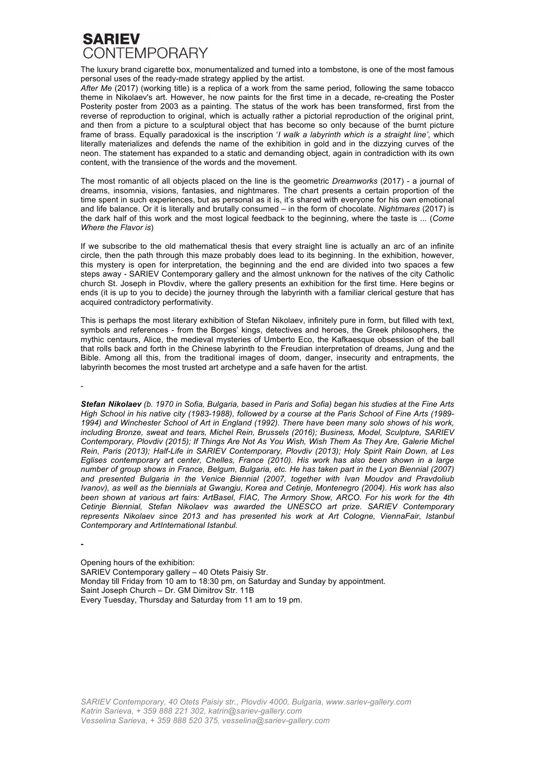The luxury brand cigarette box, monumentalized and turned into a tombstone, is one of the most famous personal uses of the ready-made strategy applied by the artist.

*After Me* (2017) (working title) is a replica of a work from the same period, following the same tobacco theme in Nikolaev's art. However, he now paints for the first time in a decade, re-creating the Poster Posterity poster from 2003 as a painting. The status of the work has been transformed, first from the reverse of reproduction to original, which is actually rather a pictorial reproduction of the original print, and then from a picture to a sculptural object that has become so only because of the burnt picture frame of brass. Equally paradoxical is the inscription '*I walk a labyrinth which is a straight line*', which literally materializes and defends the name of the exhibition in gold and in the dizzying curves of the neon. The statement has expanded to a static and demanding object, again in contradiction with its own content, with the transience of the words and the movement.

The most romantic of all objects placed on the line is the geometric *Dreamworks* (2017) - a journal of dreams, insomnia, visions, fantasies, and nightmares. The chart presents a certain proportion of the time spent in such experiences, but as personal as it is, it's shared with everyone for his own emotional and life balance. Or it is literally and brutally consumed – in the form of chocolate. *Nightmares* (2017) is the dark half of this work and the most logical feedback to the beginning, where the taste is ... (*Come Where the Flavor is*)

If we subscribe to the old mathematical thesis that every straight line is actually an arc of an infinite circle, then the path through this maze probably does lead to its beginning. In the exhibition, however, this mystery is open for interpretation, the beginning and the end are divided into two spaces a few steps away - SARIEV Contemporary gallery and the almost unknown for the natives of the city Catholic church St. Joseph in Plovdiv, where the gallery presents an exhibition for the first time. Here begins or ends (it is up to you to decide) the journey through the labyrinth with a familiar clerical gesture that has acquired contradictory performativity.

This is perhaps the most literary exhibition of Stefan Nikolaev, infinitely pure in form, but filled with text, symbols and references - from the Borges' kings, detectives and heroes, the Greek philosophers, the mythic centaurs, Alice, the medieval mysteries of Umberto Eco, the Kafkaesque obsession of the ball that rolls back and forth in the Chinese labyrinth to the Freudian interpretation of dreams, Jung and the Bible. Among all this, from the traditional images of doom, danger, insecurity and entrapments, the labyrinth becomes the most trusted art archetype and a safe haven for the artist.

-

***Stefan Nikolaev*** *(b. 1970 in Sofia, Bulgaria, based in Paris and Sofia) began his studies at the Fine Arts High School in his native city (1983-1988), followed by a course at the Paris School of Fine Arts (1989-1994) and Winchester School of Art in England (1992). There have been many solo shows of his work, including Bronze, sweat and tears, Michel Rein, Brussels (2016); Business, Model, Sculpture, SARIEV Contemporary, Plovdiv (2015); If Things Are Not As You Wish, Wish Them As They Are, Galerie Michel Rein, Paris (2013); Half-Life in SARIEV Contemporary, Plovdiv (2013); Holy Spirit Rain Down, at Les Eglises contemporary art center, Chelles, France (2010). His work has also been shown in a large number of group shows in France, Belgum, Bulgaria, etc. He has taken part in the Lyon Biennial (2007) and presented Bulgaria in the Venice Biennial (2007, together with Ivan Moudov and Pravdoliub Ivanov), as well as the biennials at Gwangju, Korea and Cetinje, Montenegro (2004). His work has also been shown at various art fairs: ArtBasel, FIAC, The Armory Show, ARCO. For his work for the 4th Cetinje Biennial, Stefan Nikolaev was awarded the UNESCO art prize. SARIEV Contemporary represents Nikolaev since 2013 and has presented his work at Art Cologne, ViennaFair, Istanbul Contemporary and ArtInternational Istanbul.*

**-**

Opening hours of the exhibition:
SARIEV Contemporary gallery – 40 Otets Paisiy Str.
Monday till Friday from 10 am to 18:30 pm, on Saturday and Sunday by appointment.
Saint Joseph Church – Dr. GM Dimitrov Str. 11B
Every Tuesday, Thursday and Saturday from 11 am to 19 pm.